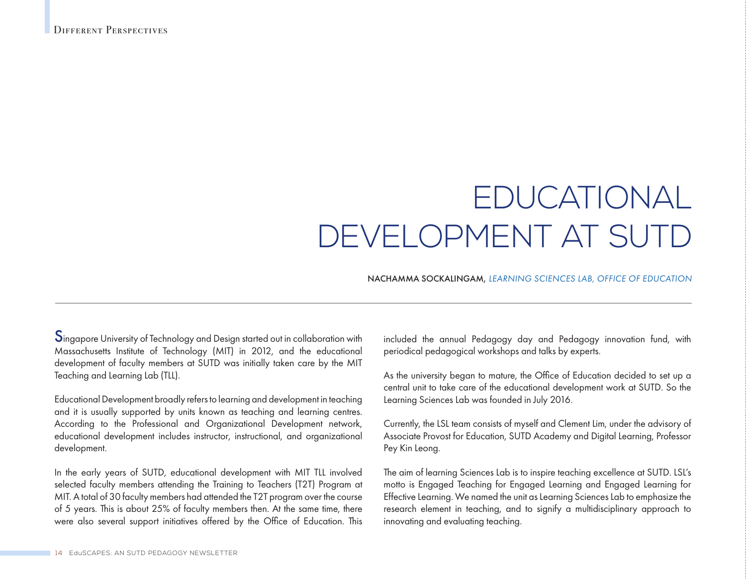# EDUCATIONAL DEVELOPMENT AT SUTD

NACHAMMA SOCKALINGAM, *LEARNING SCIENCES LAB, OFFICE OF EDUCATION*

Singapore University of Technology and Design started out in collaboration with Massachusetts Institute of Technology (MIT) in 2012, and the educational development of faculty members at SUTD was initially taken care by the MIT Teaching and Learning Lab (TLL).

Educational Development broadly refers to learning and development in teaching and it is usually supported by units known as teaching and learning centres. According to the Professional and Organizational Development network, educational development includes instructor, instructional, and organizational development.

In the early years of SUTD, educational development with MIT TLL involved selected faculty members attending the Training to Teachers (T2T) Program at MIT. A total of 30 faculty members had attended the T2T program over the course of 5 years. This is about 25% of faculty members then. At the same time, there were also several support initiatives offered by the Office of Education. This included the annual Pedagogy day and Pedagogy innovation fund, with periodical pedagogical workshops and talks by experts.

As the university began to mature, the Office of Education decided to set up a central unit to take care of the educational development work at SUTD. So the Learning Sciences Lab was founded in July 2016.

Currently, the LSL team consists of myself and Clement Lim, under the advisory of Associate Provost for Education, SUTD Academy and Digital Learning, Professor Pey Kin Leong.

The aim of learning Sciences Lab is to inspire teaching excellence at SUTD. LSL's motto is Engaged Teaching for Engaged Learning and Engaged Learning for Effective Learning. We named the unit as Learning Sciences Lab to emphasize the research element in teaching, and to signify a multidisciplinary approach to innovating and evaluating teaching.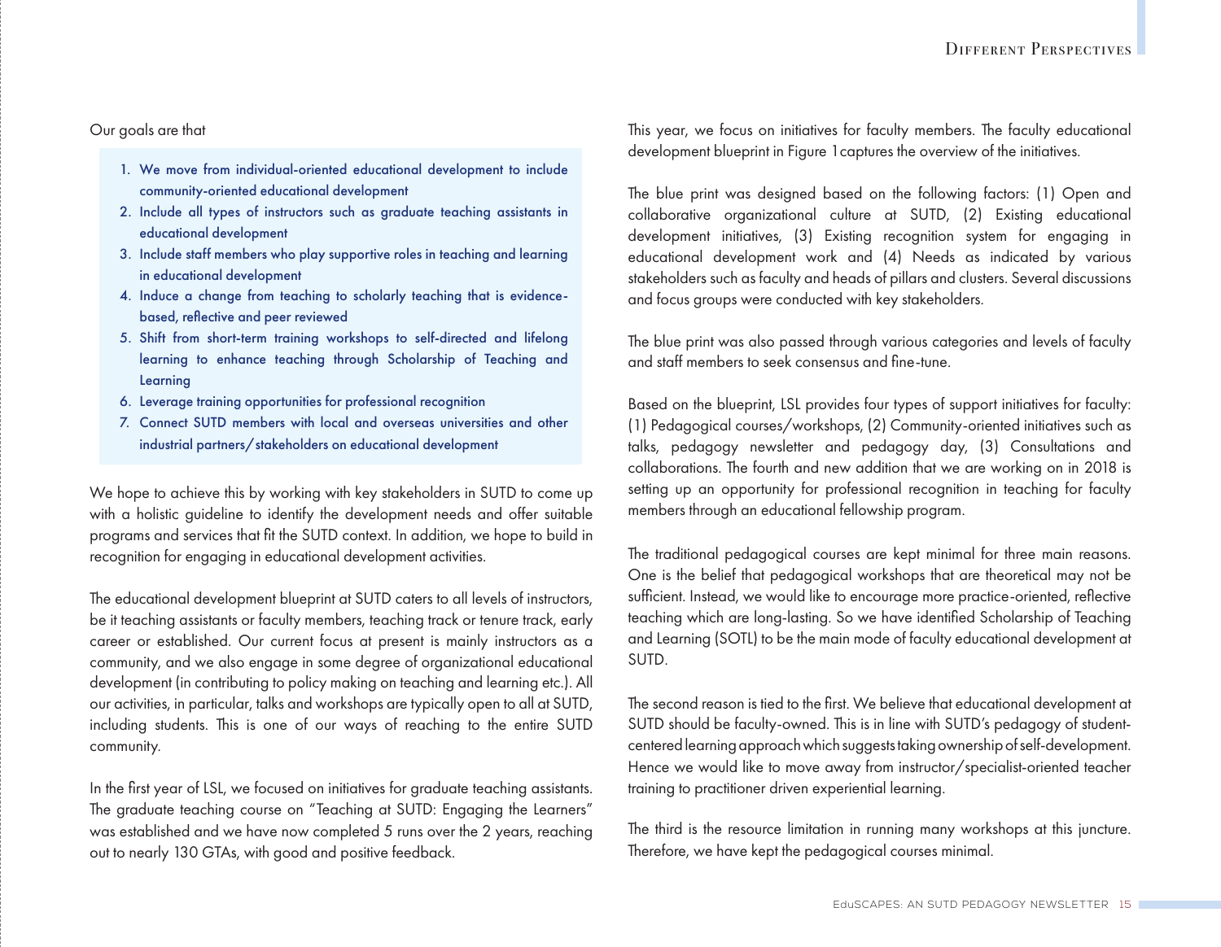Our goals are that

1. We move from individual-oriented educational development to include community-oriented educational development
2. Include all types of instructors such as graduate teaching assistants in educational development
3. Include staff members who play supportive roles in teaching and learning in educational development
4. Induce a change from teaching to scholarly teaching that is evidence-based, reflective and peer reviewed
5. Shift from short-term training workshops to self-directed and lifelong learning to enhance teaching through Scholarship of Teaching and Learning
6. Leverage training opportunities for professional recognition
7. Connect SUTD members with local and overseas universities and other industrial partners/stakeholders on educational development

We hope to achieve this by working with key stakeholders in SUTD to come up with a holistic guideline to identify the development needs and offer suitable programs and services that fit the SUTD context. In addition, we hope to build in recognition for engaging in educational development activities.

The educational development blueprint at SUTD caters to all levels of instructors, be it teaching assistants or faculty members, teaching track or tenure track, early career or established. Our current focus at present is mainly instructors as a community, and we also engage in some degree of organizational educational development (in contributing to policy making on teaching and learning etc.). All our activities, in particular, talks and workshops are typically open to all at SUTD, including students. This is one of our ways of reaching to the entire SUTD community.

In the first year of LSL, we focused on initiatives for graduate teaching assistants. The graduate teaching course on "Teaching at SUTD: Engaging the Learners" was established and we have now completed 5 runs over the 2 years, reaching out to nearly 130 GTAs, with good and positive feedback.

This year, we focus on initiatives for faculty members. The faculty educational development blueprint in Figure 1 captures the overview of the initiatives.

The blue print was designed based on the following factors: (1) Open and collaborative organizational culture at SUTD, (2) Existing educational development initiatives, (3) Existing recognition system for engaging in educational development work and (4) Needs as indicated by various stakeholders such as faculty and heads of pillars and clusters. Several discussions and focus groups were conducted with key stakeholders.

The blue print was also passed through various categories and levels of faculty and staff members to seek consensus and fine-tune.

Based on the blueprint, LSL provides four types of support initiatives for faculty: (1) Pedagogical courses/workshops, (2) Community-oriented initiatives such as talks, pedagogy newsletter and pedagogy day, (3) Consultations and collaborations. The fourth and new addition that we are working on in 2018 is setting up an opportunity for professional recognition in teaching for faculty members through an educational fellowship program.

The traditional pedagogical courses are kept minimal for three main reasons. One is the belief that pedagogical workshops that are theoretical may not be sufficient. Instead, we would like to encourage more practice-oriented, reflective teaching which are long-lasting. So we have identified Scholarship of Teaching and Learning (SOTL) to be the main mode of faculty educational development at SUTD.

The second reason is tied to the first. We believe that educational development at SUTD should be faculty-owned. This is in line with SUTD's pedagogy of student-centered learning approach which suggests taking ownership of self-development. Hence we would like to move away from instructor/specialist-oriented teacher training to practitioner driven experiential learning.

The third is the resource limitation in running many workshops at this juncture. Therefore, we have kept the pedagogical courses minimal.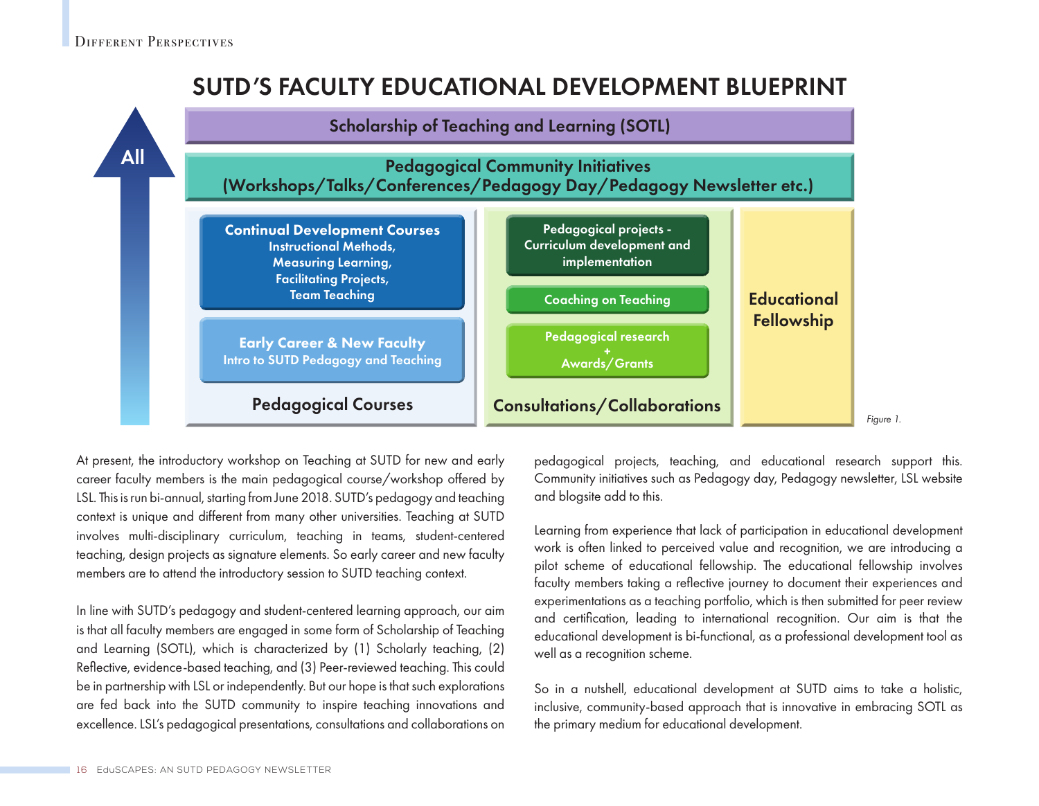## SUTD'S FACULTY EDUCATIONAL DEVELOPMENT BLUEPRINT

All

**Scholarship of Teaching and Learning (SOTL)**

**Pedagogical Community Initiatives**
**(Workshops/Talks/Conferences/Pedagogy Day/Pedagogy Newsletter etc.)**

**Continual Development Courses**
Instructional Methods,
Measuring Learning,
Facilitating Projects,
Team Teaching

**Early Career & New Faculty**
Intro to SUTD Pedagogy and Teaching

**Pedagogical Courses**

Pedagogical projects - Curriculum development and implementation

Coaching on Teaching

Pedagogical research + Awards/Grants

**Consultations/Collaborations**

**Educational Fellowship**

*Figure 1.*

At present, the introductory workshop on Teaching at SUTD for new and early career faculty members is the main pedagogical course/workshop offered by LSL. This is run bi-annual, starting from June 2018. SUTD's pedagogy and teaching context is unique and different from many other universities. Teaching at SUTD involves multi-disciplinary curriculum, teaching in teams, student-centered teaching, design projects as signature elements. So early career and new faculty members are to attend the introductory session to SUTD teaching context.

In line with SUTD's pedagogy and student-centered learning approach, our aim is that all faculty members are engaged in some form of Scholarship of Teaching and Learning (SOTL), which is characterized by (1) Scholarly teaching, (2) Reflective, evidence-based teaching, and (3) Peer-reviewed teaching. This could be in partnership with LSL or independently. But our hope is that such explorations are fed back into the SUTD community to inspire teaching innovations and excellence. LSL's pedagogical presentations, consultations and collaborations on pedagogical projects, teaching, and educational research support this. Community initiatives such as Pedagogy day, Pedagogy newsletter, LSL website and blogsite add to this.

Learning from experience that lack of participation in educational development work is often linked to perceived value and recognition, we are introducing a pilot scheme of educational fellowship. The educational fellowship involves faculty members taking a reflective journey to document their experiences and experimentations as a teaching portfolio, which is then submitted for peer review and certification, leading to international recognition. Our aim is that the educational development is bi-functional, as a professional development tool as well as a recognition scheme.

So in a nutshell, educational development at SUTD aims to take a holistic, inclusive, community-based approach that is innovative in embracing SOTL as the primary medium for educational development.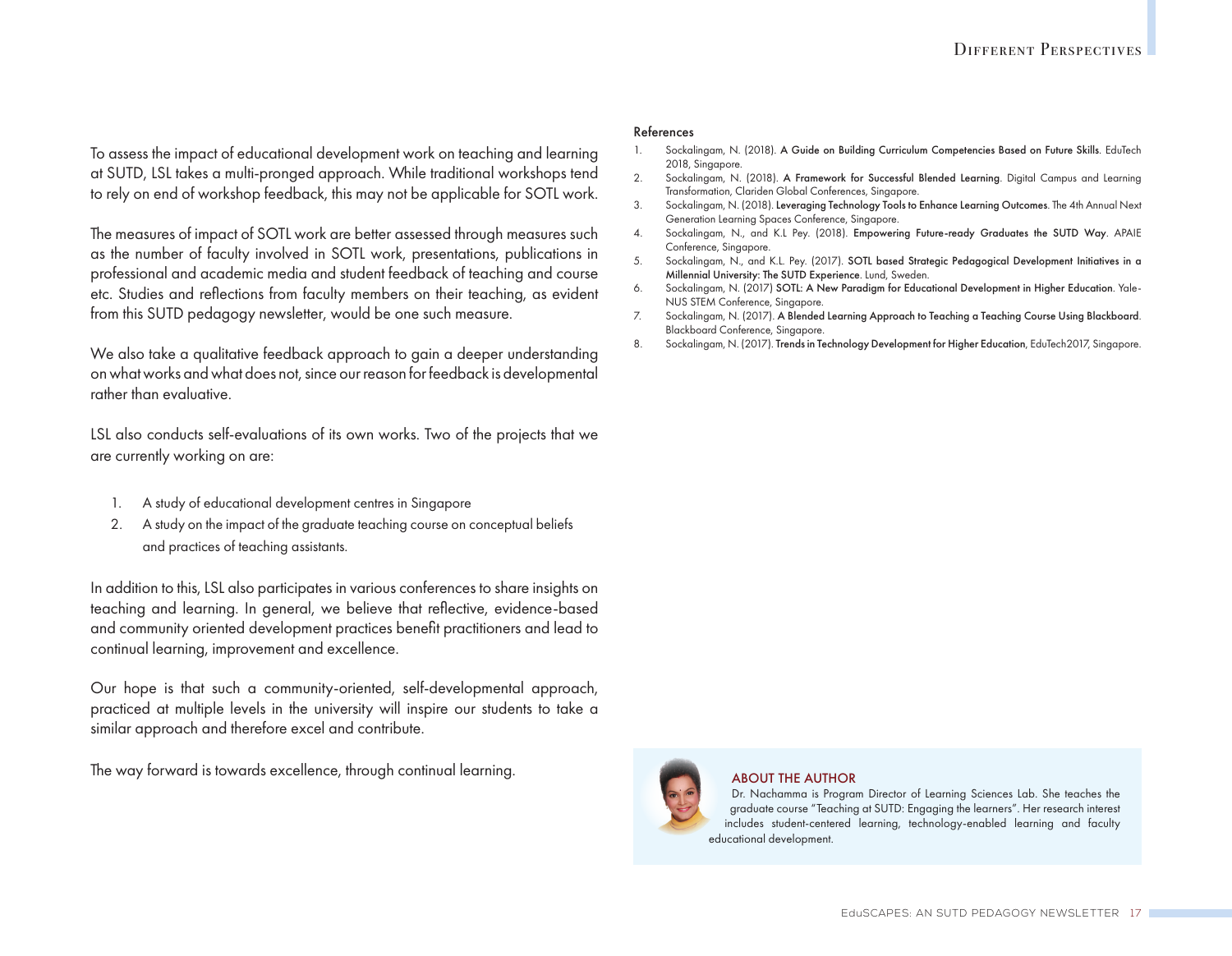To assess the impact of educational development work on teaching and learning at SUTD, LSL takes a multi-pronged approach. While traditional workshops tend to rely on end of workshop feedback, this may not be applicable for SOTL work.

The measures of impact of SOTL work are better assessed through measures such as the number of faculty involved in SOTL work, presentations, publications in professional and academic media and student feedback of teaching and course etc. Studies and reflections from faculty members on their teaching, as evident from this SUTD pedagogy newsletter, would be one such measure.

We also take a qualitative feedback approach to gain a deeper understanding on what works and what does not, since our reason for feedback is developmental rather than evaluative.

LSL also conducts self-evaluations of its own works. Two of the projects that we are currently working on are:

1. A study of educational development centres in Singapore
2. A study on the impact of the graduate teaching course on conceptual beliefs and practices of teaching assistants.

In addition to this, LSL also participates in various conferences to share insights on teaching and learning. In general, we believe that reflective, evidence-based and community oriented development practices benefit practitioners and lead to continual learning, improvement and excellence.

Our hope is that such a community-oriented, self-developmental approach, practiced at multiple levels in the university will inspire our students to take a similar approach and therefore excel and contribute.

The way forward is towards excellence, through continual learning.

### References

1. Sockalingam, N. (2018). **A Guide on Building Curriculum Competencies Based on Future Skills**. EduTech 2018, Singapore.
2. Sockalingam, N. (2018). **A Framework for Successful Blended Learning**. Digital Campus and Learning Transformation, Clariden Global Conferences, Singapore.
3. Sockalingam, N. (2018). **Leveraging Technology Tools to Enhance Learning Outcomes**. The 4th Annual Next Generation Learning Spaces Conference, Singapore.
4. Sockalingam, N., and K.L Pey. (2018). **Empowering Future-ready Graduates the SUTD Way**. APAIE Conference, Singapore.
5. Sockalingam, N., and K.L. Pey. (2017). **SOTL based Strategic Pedagogical Development Initiatives in a Millennial University: The SUTD Experience**. Lund, Sweden.
6. Sockalingam, N. (2017) **SOTL: A New Paradigm for Educational Development in Higher Education**. Yale-NUS STEM Conference, Singapore.
7. Sockalingam, N. (2017). **A Blended Learning Approach to Teaching a Teaching Course Using Blackboard**. Blackboard Conference, Singapore.
8. Sockalingam, N. (2017). **Trends in Technology Development for Higher Education**, EduTech2017, Singapore.

### ABOUT THE AUTHOR

Dr. Nachamma is Program Director of Learning Sciences Lab. She teaches the graduate course "Teaching at SUTD: Engaging the learners". Her research interest includes student-centered learning, technology-enabled learning and faculty educational development.